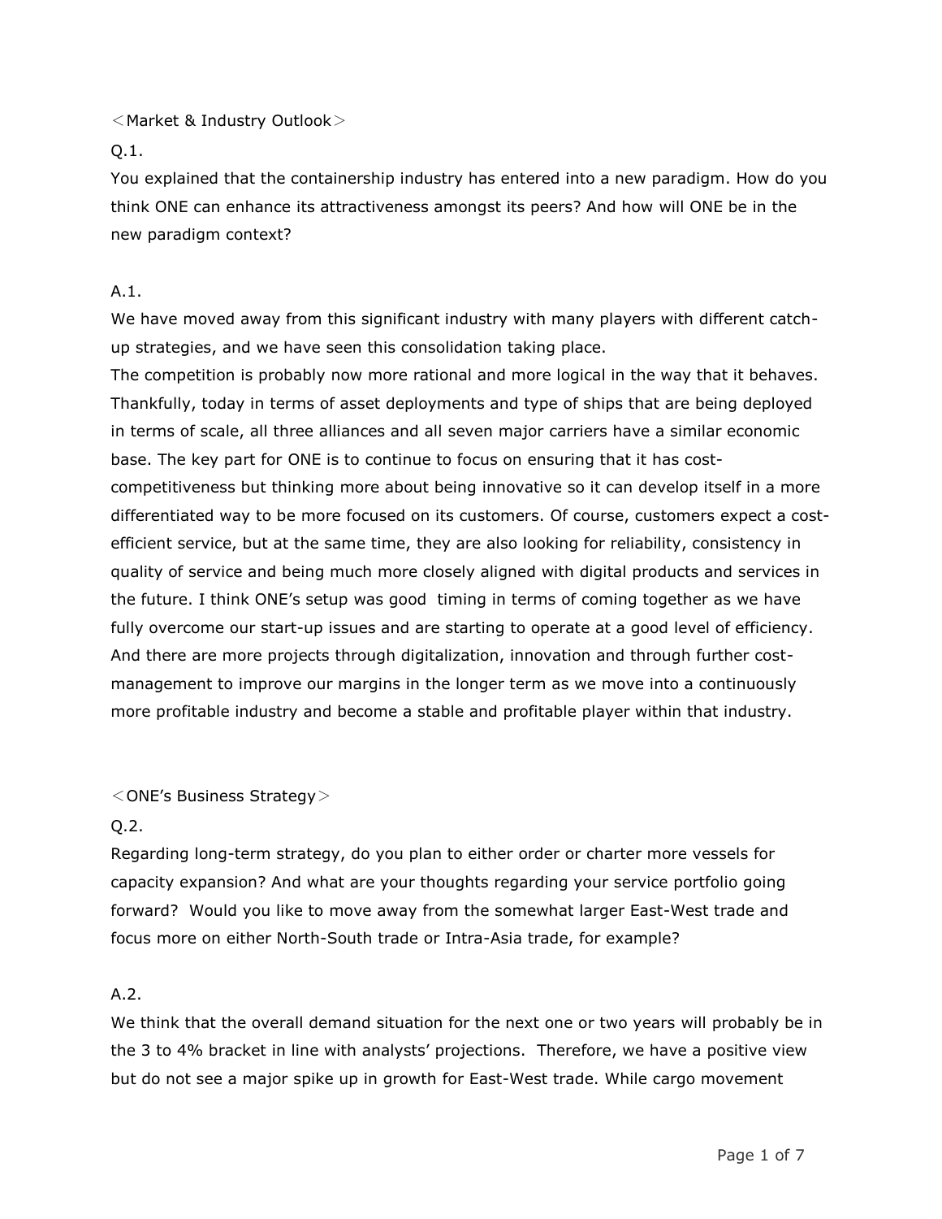## ＜Market & Industry Outlook＞

Q.1.

You explained that the containership industry has entered into a new paradigm. How do you think ONE can enhance its attractiveness amongst its peers? And how will ONE be in the new paradigm context?

A.1.

We have moved away from this significant industry with many players with different catch-up strategies, and we have seen this consolidation taking place.

The competition is probably now more rational and more logical in the way that it behaves. Thankfully, today in terms of asset deployments and type of ships that are being deployed in terms of scale, all three alliances and all seven major carriers have a similar economic base. The key part for ONE is to continue to focus on ensuring that it has cost-competitiveness but thinking more about being innovative so it can develop itself in a more differentiated way to be more focused on its customers. Of course, customers expect a cost-efficient service, but at the same time, they are also looking for reliability, consistency in quality of service and being much more closely aligned with digital products and services in the future. I think ONE's setup was good timing in terms of coming together as we have fully overcome our start-up issues and are starting to operate at a good level of efficiency. And there are more projects through digitalization, innovation and through further cost-management to improve our margins in the longer term as we move into a continuously more profitable industry and become a stable and profitable player within that industry.

## ＜ONE's Business Strategy＞

Q.2.

Regarding long-term strategy, do you plan to either order or charter more vessels for capacity expansion? And what are your thoughts regarding your service portfolio going forward? Would you like to move away from the somewhat larger East-West trade and focus more on either North-South trade or Intra-Asia trade, for example?

A.2.

We think that the overall demand situation for the next one or two years will probably be in the 3 to 4% bracket in line with analysts' projections. Therefore, we have a positive view but do not see a major spike up in growth for East-West trade. While cargo movement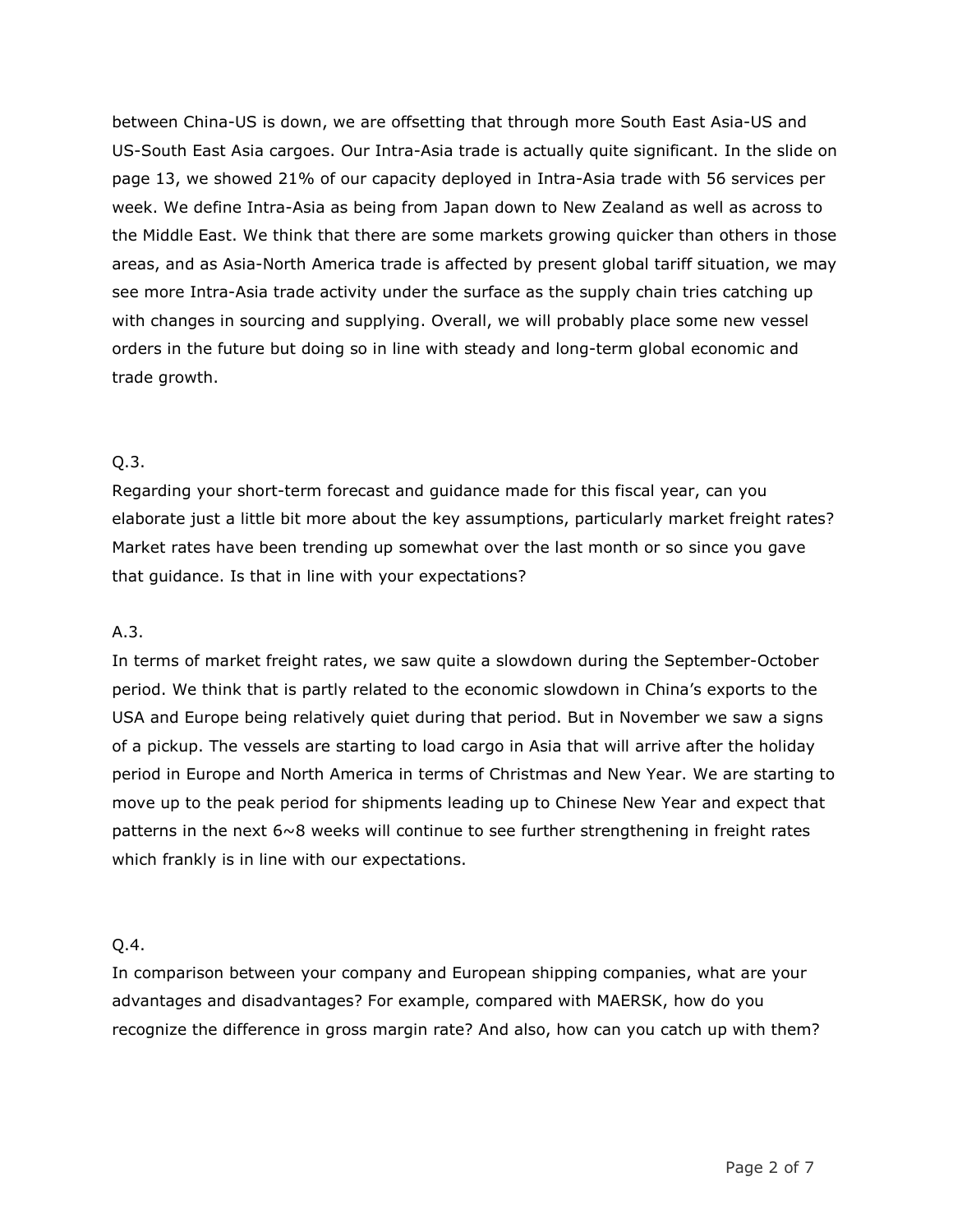between China-US is down, we are offsetting that through more South East Asia-US and US-South East Asia cargoes. Our Intra-Asia trade is actually quite significant. In the slide on page 13, we showed 21% of our capacity deployed in Intra-Asia trade with 56 services per week. We define Intra-Asia as being from Japan down to New Zealand as well as across to the Middle East. We think that there are some markets growing quicker than others in those areas, and as Asia-North America trade is affected by present global tariff situation, we may see more Intra-Asia trade activity under the surface as the supply chain tries catching up with changes in sourcing and supplying. Overall, we will probably place some new vessel orders in the future but doing so in line with steady and long-term global economic and trade growth.

Q.3.

Regarding your short-term forecast and guidance made for this fiscal year, can you elaborate just a little bit more about the key assumptions, particularly market freight rates? Market rates have been trending up somewhat over the last month or so since you gave that guidance. Is that in line with your expectations?

A.3.

In terms of market freight rates, we saw quite a slowdown during the September-October period. We think that is partly related to the economic slowdown in China's exports to the USA and Europe being relatively quiet during that period. But in November we saw a signs of a pickup. The vessels are starting to load cargo in Asia that will arrive after the holiday period in Europe and North America in terms of Christmas and New Year. We are starting to move up to the peak period for shipments leading up to Chinese New Year and expect that patterns in the next 6~8 weeks will continue to see further strengthening in freight rates which frankly is in line with our expectations.

Q.4.

In comparison between your company and European shipping companies, what are your advantages and disadvantages? For example, compared with MAERSK, how do you recognize the difference in gross margin rate? And also, how can you catch up with them?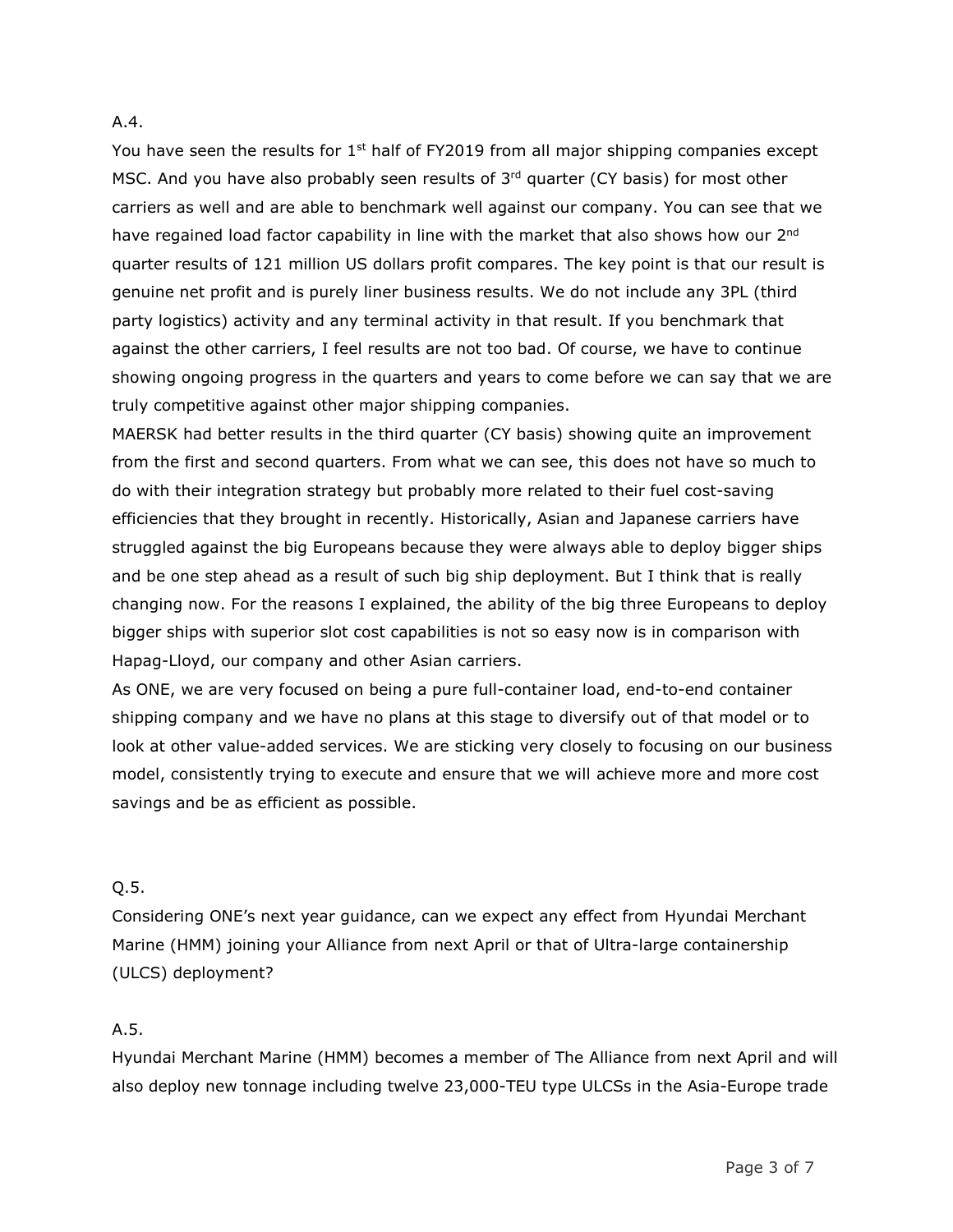A.4.

You have seen the results for 1st half of FY2019 from all major shipping companies except MSC. And you have also probably seen results of 3rd quarter (CY basis) for most other carriers as well and are able to benchmark well against our company. You can see that we have regained load factor capability in line with the market that also shows how our 2nd quarter results of 121 million US dollars profit compares. The key point is that our result is genuine net profit and is purely liner business results. We do not include any 3PL (third party logistics) activity and any terminal activity in that result. If you benchmark that against the other carriers, I feel results are not too bad. Of course, we have to continue showing ongoing progress in the quarters and years to come before we can say that we are truly competitive against other major shipping companies.

MAERSK had better results in the third quarter (CY basis) showing quite an improvement from the first and second quarters. From what we can see, this does not have so much to do with their integration strategy but probably more related to their fuel cost-saving efficiencies that they brought in recently. Historically, Asian and Japanese carriers have struggled against the big Europeans because they were always able to deploy bigger ships and be one step ahead as a result of such big ship deployment. But I think that is really changing now. For the reasons I explained, the ability of the big three Europeans to deploy bigger ships with superior slot cost capabilities is not so easy now is in comparison with Hapag-Lloyd, our company and other Asian carriers.

As ONE, we are very focused on being a pure full-container load, end-to-end container shipping company and we have no plans at this stage to diversify out of that model or to look at other value-added services. We are sticking very closely to focusing on our business model, consistently trying to execute and ensure that we will achieve more and more cost savings and be as efficient as possible.

Q.5.

Considering ONE's next year guidance, can we expect any effect from Hyundai Merchant Marine (HMM) joining your Alliance from next April or that of Ultra-large containership (ULCS) deployment?

A.5.

Hyundai Merchant Marine (HMM) becomes a member of The Alliance from next April and will also deploy new tonnage including twelve 23,000-TEU type ULCSs in the Asia-Europe trade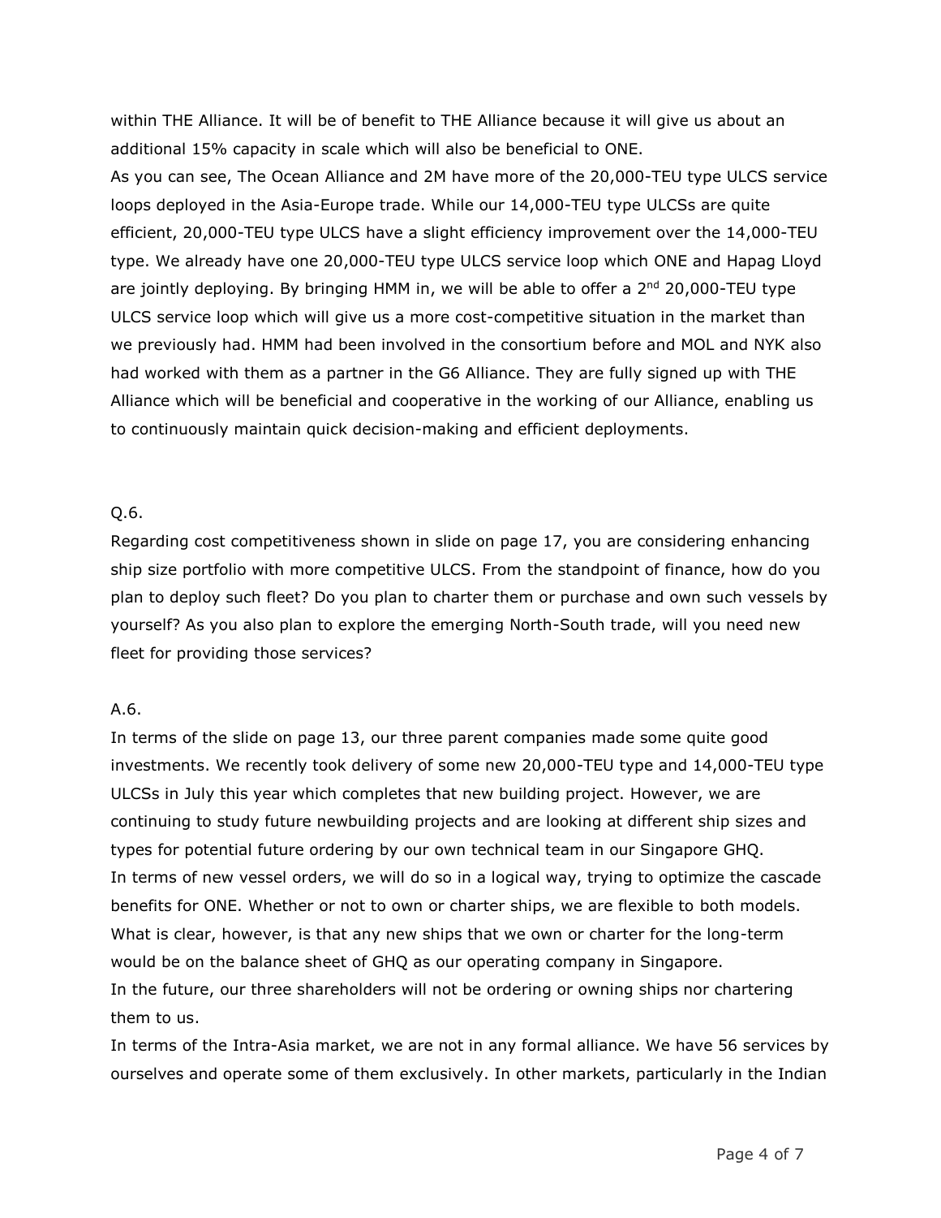within THE Alliance. It will be of benefit to THE Alliance because it will give us about an additional 15% capacity in scale which will also be beneficial to ONE.

As you can see, The Ocean Alliance and 2M have more of the 20,000-TEU type ULCS service loops deployed in the Asia-Europe trade. While our 14,000-TEU type ULCSs are quite efficient, 20,000-TEU type ULCS have a slight efficiency improvement over the 14,000-TEU type. We already have one 20,000-TEU type ULCS service loop which ONE and Hapag Lloyd are jointly deploying. By bringing HMM in, we will be able to offer a 2nd 20,000-TEU type ULCS service loop which will give us a more cost-competitive situation in the market than we previously had. HMM had been involved in the consortium before and MOL and NYK also had worked with them as a partner in the G6 Alliance. They are fully signed up with THE Alliance which will be beneficial and cooperative in the working of our Alliance, enabling us to continuously maintain quick decision-making and efficient deployments.

Q.6.

Regarding cost competitiveness shown in slide on page 17, you are considering enhancing ship size portfolio with more competitive ULCS. From the standpoint of finance, how do you plan to deploy such fleet? Do you plan to charter them or purchase and own such vessels by yourself? As you also plan to explore the emerging North-South trade, will you need new fleet for providing those services?

A.6.

In terms of the slide on page 13, our three parent companies made some quite good investments. We recently took delivery of some new 20,000-TEU type and 14,000-TEU type ULCSs in July this year which completes that new building project. However, we are continuing to study future newbuilding projects and are looking at different ship sizes and types for potential future ordering by our own technical team in our Singapore GHQ.

In terms of new vessel orders, we will do so in a logical way, trying to optimize the cascade benefits for ONE. Whether or not to own or charter ships, we are flexible to both models. What is clear, however, is that any new ships that we own or charter for the long-term would be on the balance sheet of GHQ as our operating company in Singapore.

In the future, our three shareholders will not be ordering or owning ships nor chartering them to us.

In terms of the Intra-Asia market, we are not in any formal alliance. We have 56 services by ourselves and operate some of them exclusively. In other markets, particularly in the Indian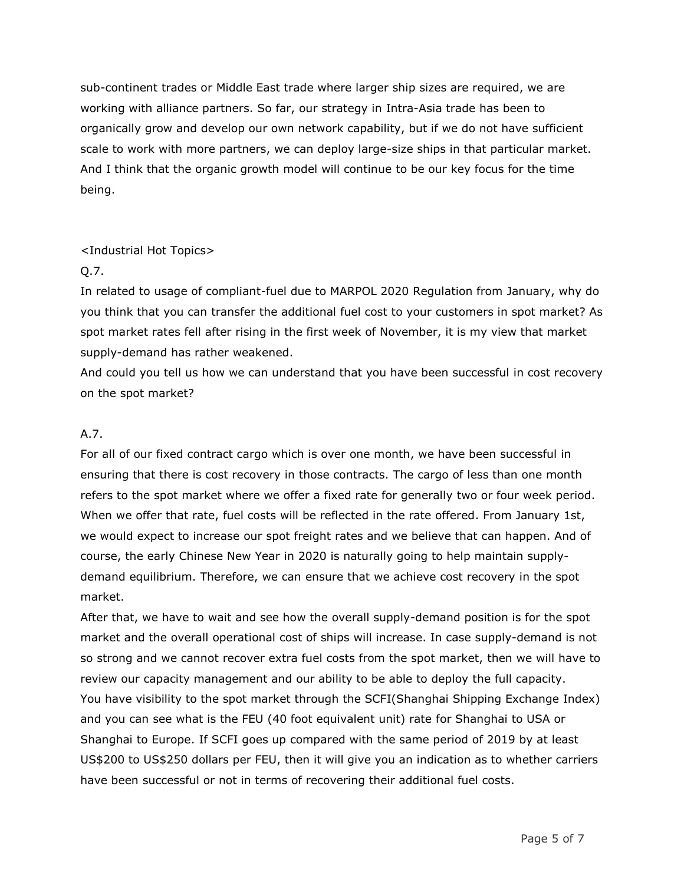sub-continent trades or Middle East trade where larger ship sizes are required, we are working with alliance partners. So far, our strategy in Intra-Asia trade has been to organically grow and develop our own network capability, but if we do not have sufficient scale to work with more partners, we can deploy large-size ships in that particular market. And I think that the organic growth model will continue to be our key focus for the time being.

<Industrial Hot Topics>

Q.7.

In related to usage of compliant-fuel due to MARPOL 2020 Regulation from January, why do you think that you can transfer the additional fuel cost to your customers in spot market? As spot market rates fell after rising in the first week of November, it is my view that market supply-demand has rather weakened.

And could you tell us how we can understand that you have been successful in cost recovery on the spot market?

A.7.

For all of our fixed contract cargo which is over one month, we have been successful in ensuring that there is cost recovery in those contracts. The cargo of less than one month refers to the spot market where we offer a fixed rate for generally two or four week period. When we offer that rate, fuel costs will be reflected in the rate offered. From January 1st, we would expect to increase our spot freight rates and we believe that can happen. And of course, the early Chinese New Year in 2020 is naturally going to help maintain supply-demand equilibrium. Therefore, we can ensure that we achieve cost recovery in the spot market.

After that, we have to wait and see how the overall supply-demand position is for the spot market and the overall operational cost of ships will increase. In case supply-demand is not so strong and we cannot recover extra fuel costs from the spot market, then we will have to review our capacity management and our ability to be able to deploy the full capacity.

You have visibility to the spot market through the SCFI(Shanghai Shipping Exchange Index) and you can see what is the FEU (40 foot equivalent unit) rate for Shanghai to USA or Shanghai to Europe. If SCFI goes up compared with the same period of 2019 by at least US$200 to US$250 dollars per FEU, then it will give you an indication as to whether carriers have been successful or not in terms of recovering their additional fuel costs.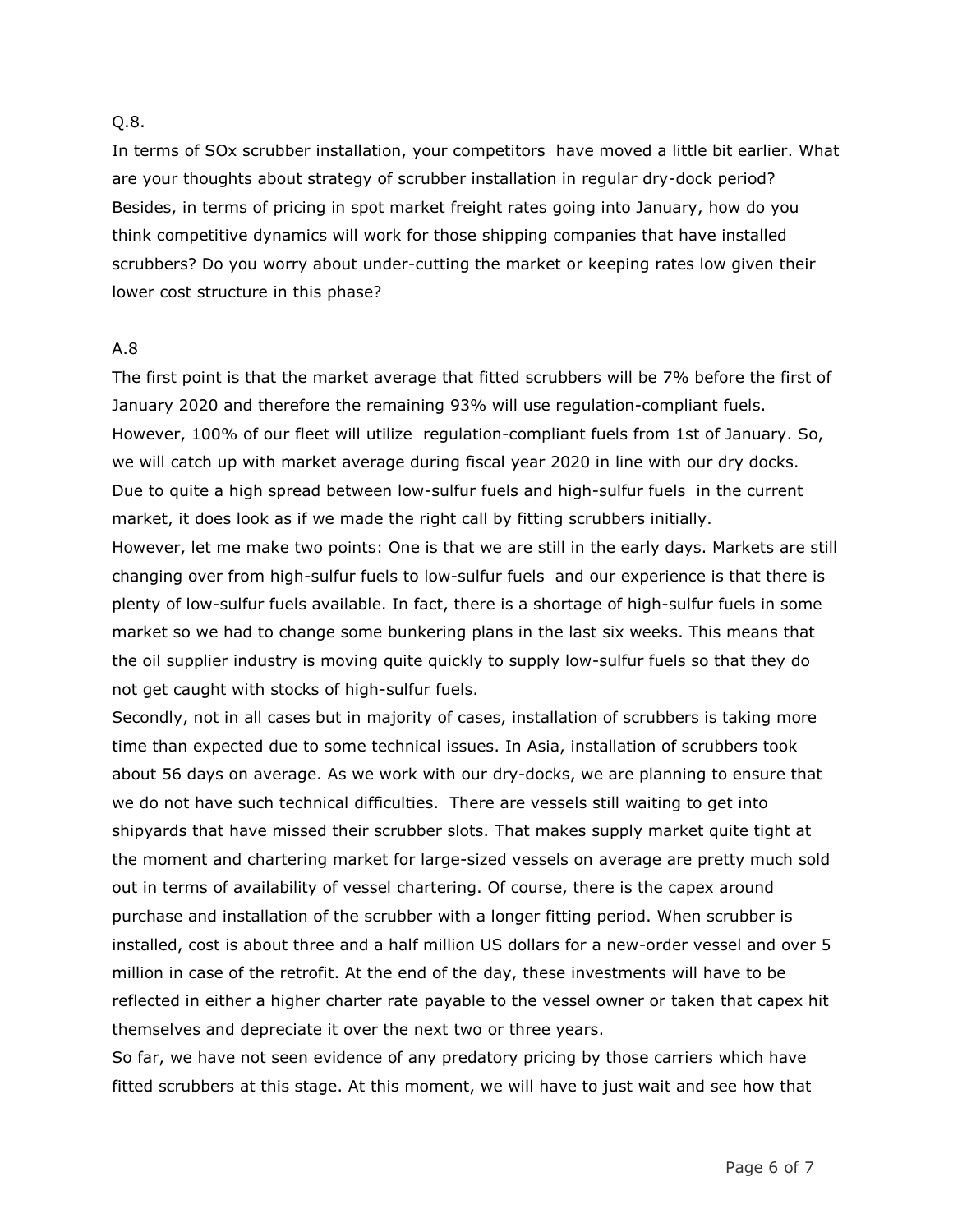Q.8.

In terms of SOx scrubber installation, your competitors have moved a little bit earlier. What are your thoughts about strategy of scrubber installation in regular dry-dock period? Besides, in terms of pricing in spot market freight rates going into January, how do you think competitive dynamics will work for those shipping companies that have installed scrubbers? Do you worry about under-cutting the market or keeping rates low given their lower cost structure in this phase?

A.8

The first point is that the market average that fitted scrubbers will be 7% before the first of January 2020 and therefore the remaining 93% will use regulation-compliant fuels. However, 100% of our fleet will utilize regulation-compliant fuels from 1st of January. So, we will catch up with market average during fiscal year 2020 in line with our dry docks. Due to quite a high spread between low-sulfur fuels and high-sulfur fuels in the current market, it does look as if we made the right call by fitting scrubbers initially.

However, let me make two points: One is that we are still in the early days. Markets are still changing over from high-sulfur fuels to low-sulfur fuels and our experience is that there is plenty of low-sulfur fuels available. In fact, there is a shortage of high-sulfur fuels in some market so we had to change some bunkering plans in the last six weeks. This means that the oil supplier industry is moving quite quickly to supply low-sulfur fuels so that they do not get caught with stocks of high-sulfur fuels.

Secondly, not in all cases but in majority of cases, installation of scrubbers is taking more time than expected due to some technical issues. In Asia, installation of scrubbers took about 56 days on average. As we work with our dry-docks, we are planning to ensure that we do not have such technical difficulties. There are vessels still waiting to get into shipyards that have missed their scrubber slots. That makes supply market quite tight at the moment and chartering market for large-sized vessels on average are pretty much sold out in terms of availability of vessel chartering. Of course, there is the capex around purchase and installation of the scrubber with a longer fitting period. When scrubber is installed, cost is about three and a half million US dollars for a new-order vessel and over 5 million in case of the retrofit. At the end of the day, these investments will have to be reflected in either a higher charter rate payable to the vessel owner or taken that capex hit themselves and depreciate it over the next two or three years.

So far, we have not seen evidence of any predatory pricing by those carriers which have fitted scrubbers at this stage. At this moment, we will have to just wait and see how that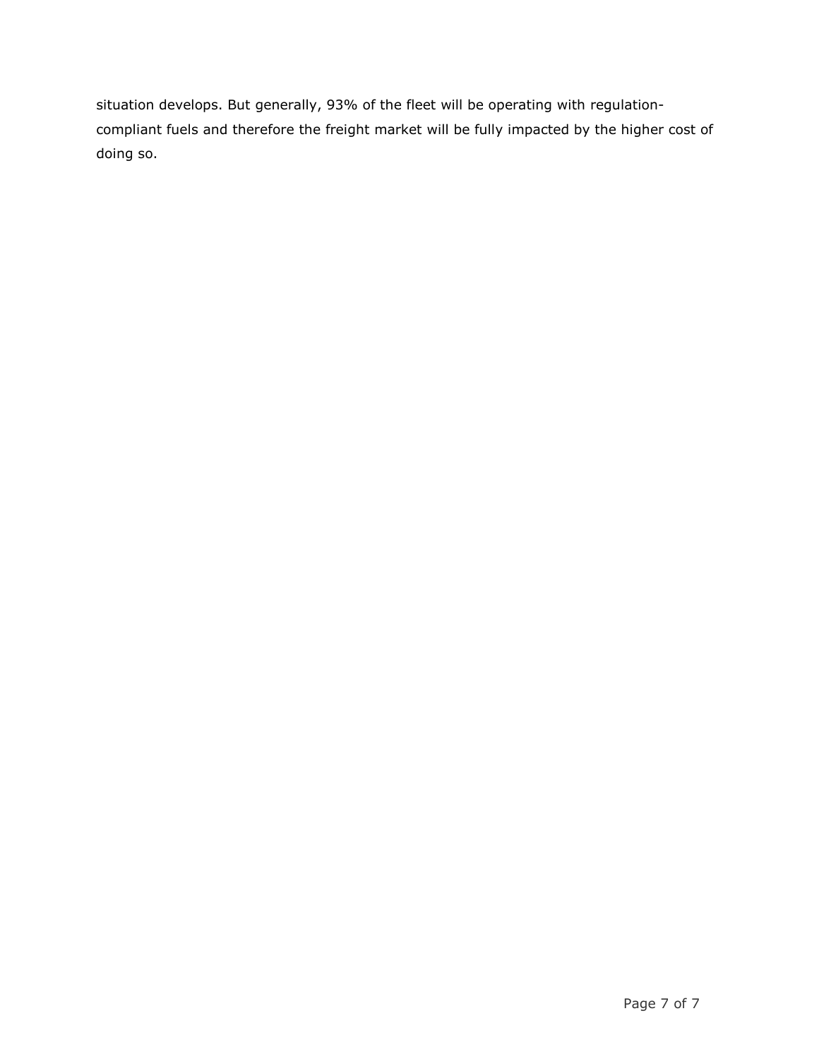situation develops. But generally, 93% of the fleet will be operating with regulation-compliant fuels and therefore the freight market will be fully impacted by the higher cost of doing so.